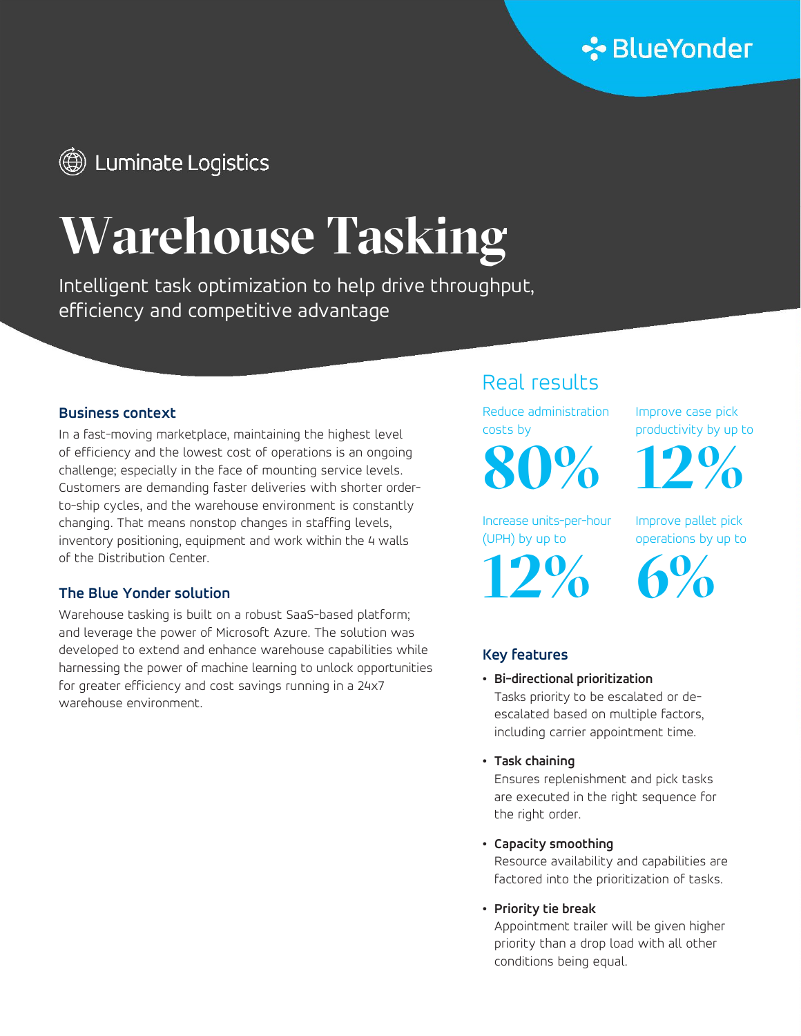BlueYonder

Luminate Logistics

# Warehouse Tasking

Intelligent task optimization to help drive throughput, efficiency and competitive advantage

### Business context

In a fast-moving marketplace, maintaining the highest level of efficiency and the lowest cost of operations is an ongoing challenge; especially in the face of mounting service levels. Customers are demanding faster deliveries with shorter order-to-ship cycles, and the warehouse environment is constantly changing. That means nonstop changes in staffing levels, inventory positioning, equipment and work within the 4 walls of the Distribution Center.

### The Blue Yonder solution

Warehouse tasking is built on a robust SaaS-based platform; and leverage the power of Microsoft Azure. The solution was developed to extend and enhance warehouse capabilities while harnessing the power of machine learning to unlock opportunities for greater efficiency and cost savings running in a 24x7 warehouse environment.

## Real results

Reduce administration costs by

**80%**

Improve case pick productivity by up to

**12%**

Increase units-per-hour (UPH) by up to

**12%**

Improve pallet pick operations by up to

**6%**

### Key features

- **Bi-directional prioritization**
  Tasks priority to be escalated or de-escalated based on multiple factors, including carrier appointment time.
- **Task chaining**
  Ensures replenishment and pick tasks are executed in the right sequence for the right order.
- **Capacity smoothing**
  Resource availability and capabilities are factored into the prioritization of tasks.
- **Priority tie break**
  Appointment trailer will be given higher priority than a drop load with all other conditions being equal.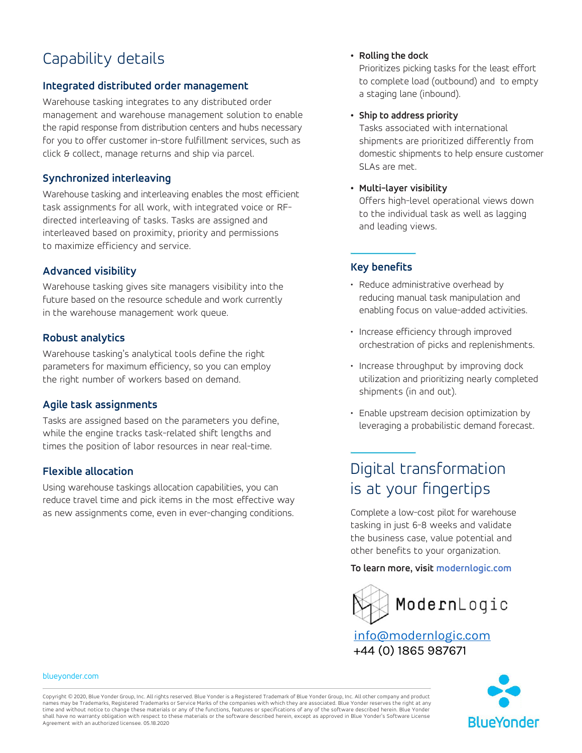# Capability details

### Integrated distributed order management

Warehouse tasking integrates to any distributed order management and warehouse management solution to enable the rapid response from distribution centers and hubs necessary for you to offer customer in-store fulfillment services, such as click & collect, manage returns and ship via parcel.

### Synchronized interleaving

Warehouse tasking and interleaving enables the most efficient task assignments for all work, with integrated voice or RF-directed interleaving of tasks. Tasks are assigned and interleaved based on proximity, priority and permissions to maximize efficiency and service.

### Advanced visibility

Warehouse tasking gives site managers visibility into the future based on the resource schedule and work currently in the warehouse management work queue.

### Robust analytics

Warehouse tasking's analytical tools define the right parameters for maximum efficiency, so you can employ the right number of workers based on demand.

### Agile task assignments

Tasks are assigned based on the parameters you define, while the engine tracks task-related shift lengths and times the position of labor resources in near real-time.

### Flexible allocation

Using warehouse taskings allocation capabilities, you can reduce travel time and pick items in the most effective way as new assignments come, even in ever-changing conditions.

- **Rolling the dock**
  Prioritizes picking tasks for the least effort to complete load (outbound) and to empty a staging lane (inbound).

- **Ship to address priority**
  Tasks associated with international shipments are prioritized differently from domestic shipments to help ensure customer SLAs are met.

- **Multi-layer visibility**
  Offers high-level operational views down to the individual task as well as lagging and leading views.

### Key benefits

- Reduce administrative overhead by reducing manual task manipulation and enabling focus on value-added activities.
- Increase efficiency through improved orchestration of picks and replenishments.
- Increase throughput by improving dock utilization and prioritizing nearly completed shipments (in and out).
- Enable upstream decision optimization by leveraging a probabilistic demand forecast.

## Digital transformation is at your fingertips

Complete a low-cost pilot for warehouse tasking in just 6-8 weeks and validate the business case, value potential and other benefits to your organization.

**To learn more, visit modernlogic.com**

ModernLogic

info@modernlogic.com
+44 (0) 1865 987671

blueyonder.com

Copyright © 2020, Blue Yonder Group, Inc. All rights reserved. Blue Yonder is a Registered Trademark of Blue Yonder Group, Inc. All other company and product names may be Trademarks, Registered Trademarks or Service Marks of the companies with which they are associated. Blue Yonder reserves the right at any time and without notice to change these materials or any of the functions, features or specifications of any of the software described herein. Blue Yonder shall have no warranty obligation with respect to these materials or the software described herein, except as approved in Blue Yonder's Software License Agreement with an authorized licensee. 05.18.2020

BlueYonder